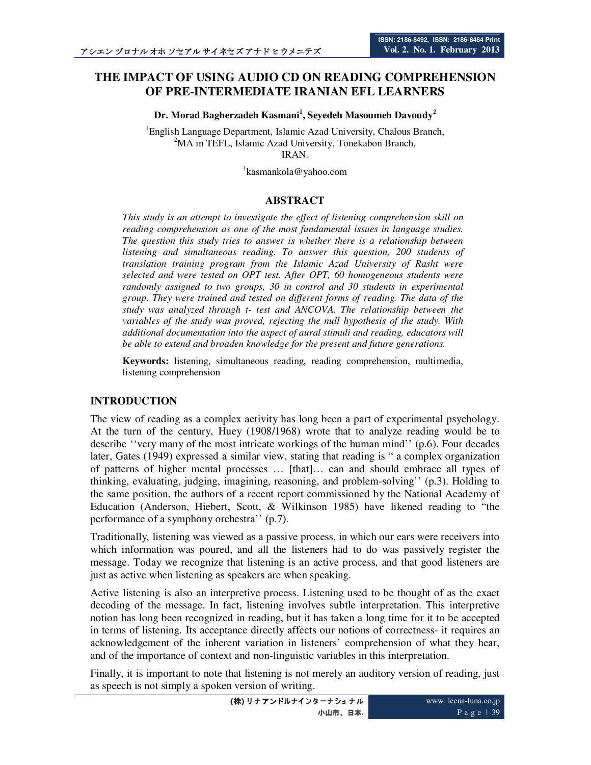# THE IMPACT OF USING AUDIO CD ON READING COMPREHENSION OF PRE-INTERMEDIATE IRANIAN EFL LEARNERS

**Dr. Morad Bagherzadeh Kasmani[1], Seyedeh Masoumeh Davoudy[2]**

[1]English Language Department, Islamic Azad University, Chalous Branch,
[2]MA in TEFL, Islamic Azad University, Tonekabon Branch,
IRAN.

[1]kasmankola@yahoo.com

## ABSTRACT

*This study is an attempt to investigate the effect of listening comprehension skill on reading comprehension as one of the most fundamental issues in language studies. The question this study tries to answer is whether there is a relationship between listening and simultaneous reading. To answer this question, 200 students of translation training program from the Islamic Azad University of Rasht were selected and were tested on OPT test. After OPT, 60 homogeneous students were randomly assigned to two groups, 30 in control and 30 students in experimental group. They were trained and tested on different forms of reading. The data of the study was analyzed through t- test and ANCOVA. The relationship between the variables of the study was proved, rejecting the null hypothesis of the study. With additional documentation into the aspect of aural stimuli and reading, educators will be able to extend and broaden knowledge for the present and future generations.*

**Keywords:** listening, simultaneous reading, reading comprehension, multimedia, listening comprehension

## INTRODUCTION

The view of reading as a complex activity has long been a part of experimental psychology. At the turn of the century, Huey (1908/1968) wrote that to analyze reading would be to describe ''very many of the most intricate workings of the human mind'' (p.6). Four decades later, Gates (1949) expressed a similar view, stating that reading is " a complex organization of patterns of higher mental processes … [that]… can and should embrace all types of thinking, evaluating, judging, imagining, reasoning, and problem-solving'' (p.3). Holding to the same position, the authors of a recent report commissioned by the National Academy of Education (Anderson, Hiebert, Scott, & Wilkinson 1985) have likened reading to "the performance of a symphony orchestra'' (p.7).

Traditionally, listening was viewed as a passive process, in which our ears were receivers into which information was poured, and all the listeners had to do was passively register the message. Today we recognize that listening is an active process, and that good listeners are just as active when listening as speakers are when speaking.

Active listening is also an interpretive process. Listening used to be thought of as the exact decoding of the message. In fact, listening involves subtle interpretation. This interpretive notion has long been recognized in reading, but it has taken a long time for it to be accepted in terms of listening. Its acceptance directly affects our notions of correctness- it requires an acknowledgement of the inherent variation in listeners' comprehension of what they hear, and of the importance of context and non-linguistic variables in this interpretation.

Finally, it is important to note that listening is not merely an auditory version of reading, just as speech is not simply a spoken version of writing.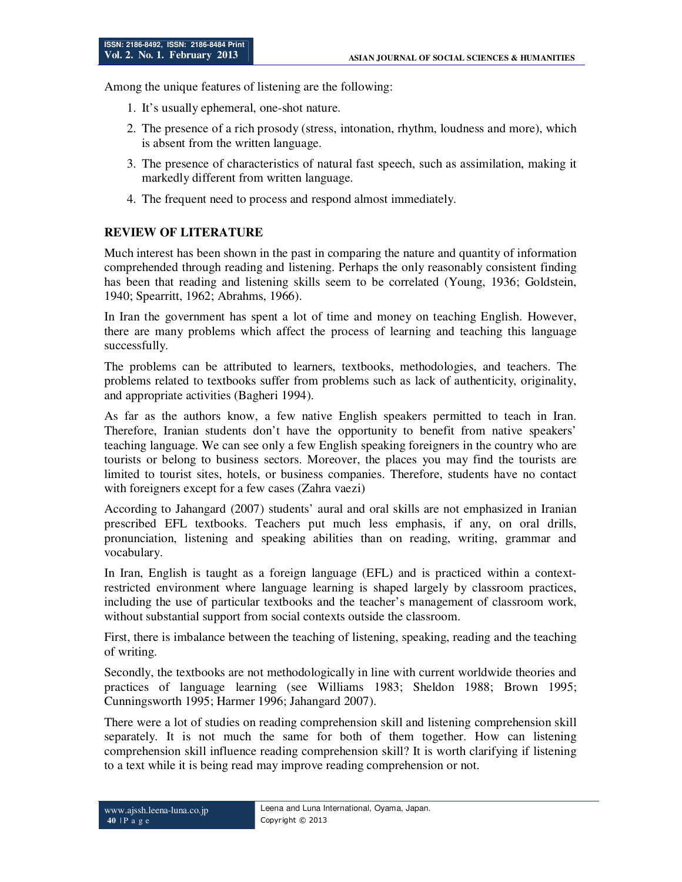Among the unique features of listening are the following:

1. It's usually ephemeral, one-shot nature.
2. The presence of a rich prosody (stress, intonation, rhythm, loudness and more), which is absent from the written language.
3. The presence of characteristics of natural fast speech, such as assimilation, making it markedly different from written language.
4. The frequent need to process and respond almost immediately.

## REVIEW OF LITERATURE

Much interest has been shown in the past in comparing the nature and quantity of information comprehended through reading and listening. Perhaps the only reasonably consistent finding has been that reading and listening skills seem to be correlated (Young, 1936; Goldstein, 1940; Spearritt, 1962; Abrahms, 1966).

In Iran the government has spent a lot of time and money on teaching English. However, there are many problems which affect the process of learning and teaching this language successfully.

The problems can be attributed to learners, textbooks, methodologies, and teachers. The problems related to textbooks suffer from problems such as lack of authenticity, originality, and appropriate activities (Bagheri 1994).

As far as the authors know, a few native English speakers permitted to teach in Iran. Therefore, Iranian students don't have the opportunity to benefit from native speakers' teaching language. We can see only a few English speaking foreigners in the country who are tourists or belong to business sectors. Moreover, the places you may find the tourists are limited to tourist sites, hotels, or business companies. Therefore, students have no contact with foreigners except for a few cases (Zahra vaezi)

According to Jahangard (2007) students' aural and oral skills are not emphasized in Iranian prescribed EFL textbooks. Teachers put much less emphasis, if any, on oral drills, pronunciation, listening and speaking abilities than on reading, writing, grammar and vocabulary.

In Iran, English is taught as a foreign language (EFL) and is practiced within a context-restricted environment where language learning is shaped largely by classroom practices, including the use of particular textbooks and the teacher's management of classroom work, without substantial support from social contexts outside the classroom.

First, there is imbalance between the teaching of listening, speaking, reading and the teaching of writing.

Secondly, the textbooks are not methodologically in line with current worldwide theories and practices of language learning (see Williams 1983; Sheldon 1988; Brown 1995; Cunningsworth 1995; Harmer 1996; Jahangard 2007).

There were a lot of studies on reading comprehension skill and listening comprehension skill separately. It is not much the same for both of them together. How can listening comprehension skill influence reading comprehension skill? It is worth clarifying if listening to a text while it is being read may improve reading comprehension or not.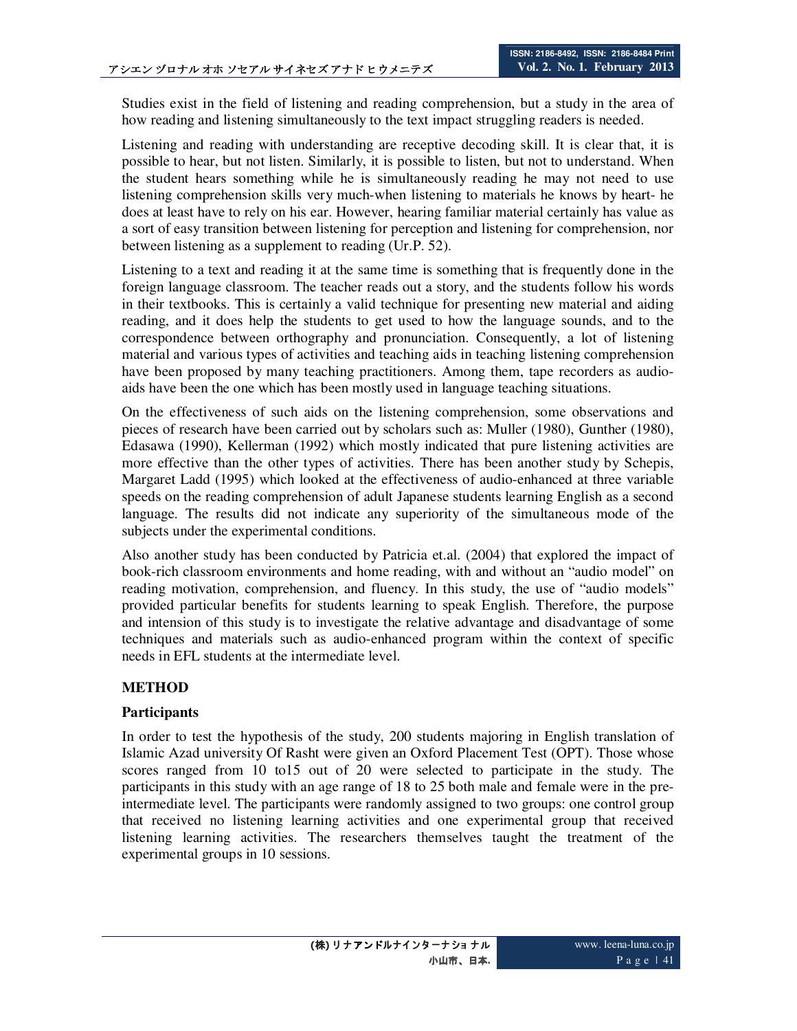Studies exist in the field of listening and reading comprehension, but a study in the area of how reading and listening simultaneously to the text impact struggling readers is needed.

Listening and reading with understanding are receptive decoding skill. It is clear that, it is possible to hear, but not listen. Similarly, it is possible to listen, but not to understand. When the student hears something while he is simultaneously reading he may not need to use listening comprehension skills very much-when listening to materials he knows by heart- he does at least have to rely on his ear. However, hearing familiar material certainly has value as a sort of easy transition between listening for perception and listening for comprehension, nor between listening as a supplement to reading (Ur.P. 52).

Listening to a text and reading it at the same time is something that is frequently done in the foreign language classroom. The teacher reads out a story, and the students follow his words in their textbooks. This is certainly a valid technique for presenting new material and aiding reading, and it does help the students to get used to how the language sounds, and to the correspondence between orthography and pronunciation. Consequently, a lot of listening material and various types of activities and teaching aids in teaching listening comprehension have been proposed by many teaching practitioners. Among them, tape recorders as audio-aids have been the one which has been mostly used in language teaching situations.

On the effectiveness of such aids on the listening comprehension, some observations and pieces of research have been carried out by scholars such as: Muller (1980), Gunther (1980), Edasawa (1990), Kellerman (1992) which mostly indicated that pure listening activities are more effective than the other types of activities. There has been another study by Schepis, Margaret Ladd (1995) which looked at the effectiveness of audio-enhanced at three variable speeds on the reading comprehension of adult Japanese students learning English as a second language. The results did not indicate any superiority of the simultaneous mode of the subjects under the experimental conditions.

Also another study has been conducted by Patricia et.al. (2004) that explored the impact of book-rich classroom environments and home reading, with and without an "audio model" on reading motivation, comprehension, and fluency. In this study, the use of "audio models" provided particular benefits for students learning to speak English. Therefore, the purpose and intension of this study is to investigate the relative advantage and disadvantage of some techniques and materials such as audio-enhanced program within the context of specific needs in EFL students at the intermediate level.

## METHOD

### Participants

In order to test the hypothesis of the study, 200 students majoring in English translation of Islamic Azad university Of Rasht were given an Oxford Placement Test (OPT). Those whose scores ranged from 10 to15 out of 20 were selected to participate in the study. The participants in this study with an age range of 18 to 25 both male and female were in the pre-intermediate level. The participants were randomly assigned to two groups: one control group that received no listening learning activities and one experimental group that received listening learning activities. The researchers themselves taught the treatment of the experimental groups in 10 sessions.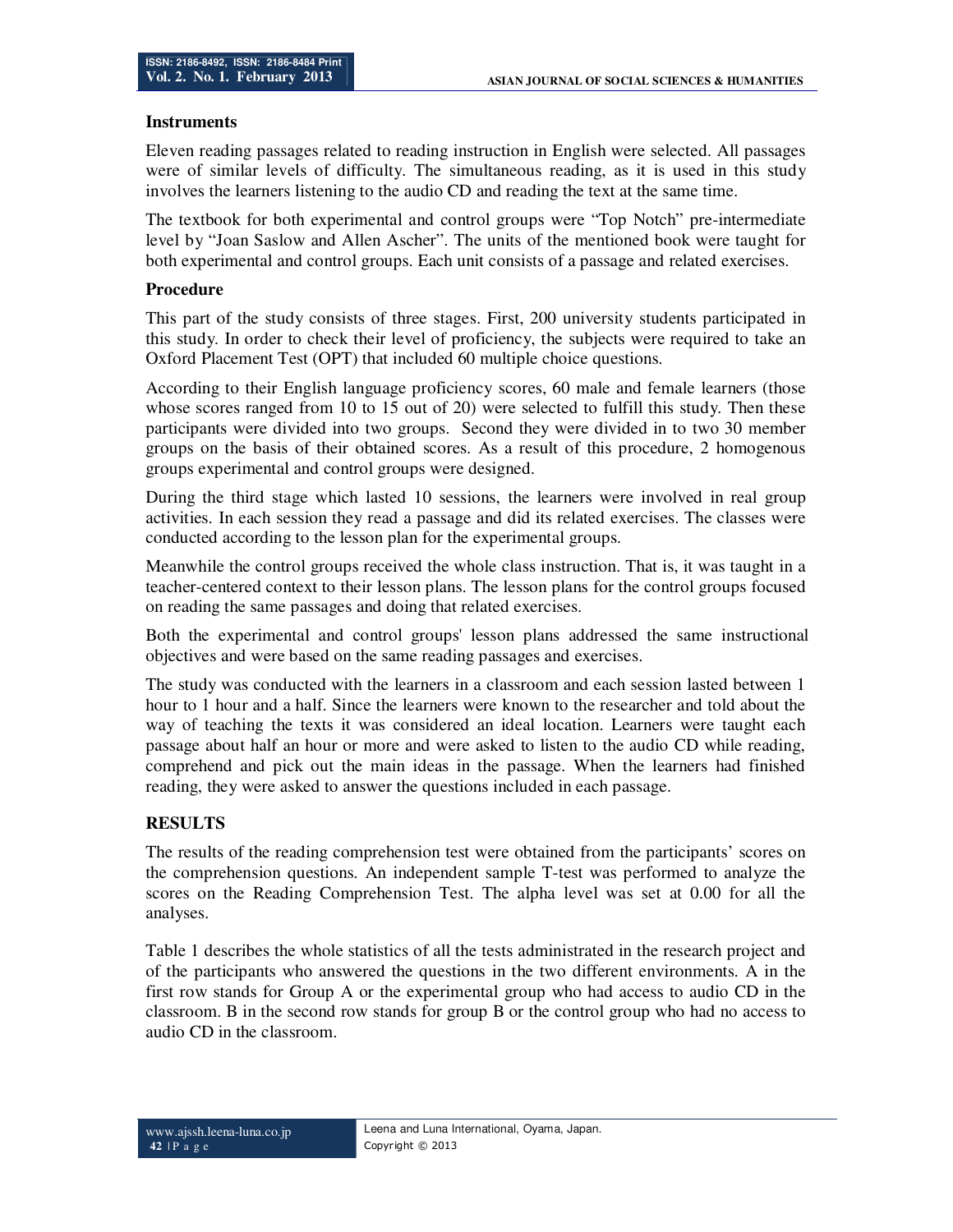### Instruments

Eleven reading passages related to reading instruction in English were selected. All passages were of similar levels of difficulty. The simultaneous reading, as it is used in this study involves the learners listening to the audio CD and reading the text at the same time.

The textbook for both experimental and control groups were "Top Notch" pre-intermediate level by "Joan Saslow and Allen Ascher". The units of the mentioned book were taught for both experimental and control groups. Each unit consists of a passage and related exercises.

### Procedure

This part of the study consists of three stages. First, 200 university students participated in this study. In order to check their level of proficiency, the subjects were required to take an Oxford Placement Test (OPT) that included 60 multiple choice questions.

According to their English language proficiency scores, 60 male and female learners (those whose scores ranged from 10 to 15 out of 20) were selected to fulfill this study. Then these participants were divided into two groups. Second they were divided in to two 30 member groups on the basis of their obtained scores. As a result of this procedure, 2 homogenous groups experimental and control groups were designed.

During the third stage which lasted 10 sessions, the learners were involved in real group activities. In each session they read a passage and did its related exercises. The classes were conducted according to the lesson plan for the experimental groups.

Meanwhile the control groups received the whole class instruction. That is, it was taught in a teacher-centered context to their lesson plans. The lesson plans for the control groups focused on reading the same passages and doing that related exercises.

Both the experimental and control groups' lesson plans addressed the same instructional objectives and were based on the same reading passages and exercises.

The study was conducted with the learners in a classroom and each session lasted between 1 hour to 1 hour and a half. Since the learners were known to the researcher and told about the way of teaching the texts it was considered an ideal location. Learners were taught each passage about half an hour or more and were asked to listen to the audio CD while reading, comprehend and pick out the main ideas in the passage. When the learners had finished reading, they were asked to answer the questions included in each passage.

## RESULTS

The results of the reading comprehension test were obtained from the participants' scores on the comprehension questions. An independent sample T-test was performed to analyze the scores on the Reading Comprehension Test. The alpha level was set at 0.00 for all the analyses.

Table 1 describes the whole statistics of all the tests administrated in the research project and of the participants who answered the questions in the two different environments. A in the first row stands for Group A or the experimental group who had access to audio CD in the classroom. B in the second row stands for group B or the control group who had no access to audio CD in the classroom.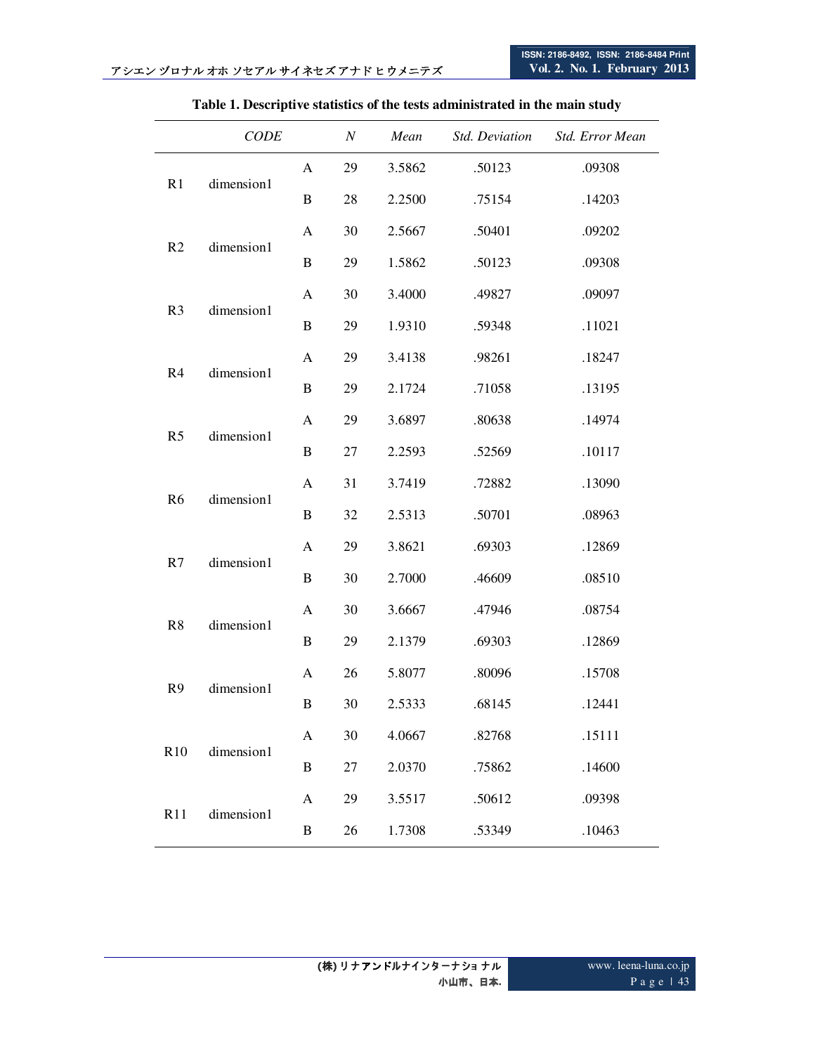**Table 1. Descriptive statistics of the tests administrated in the main study**

| | *CODE* | | *N* | *Mean* | *Std. Deviation* | *Std. Error Mean* |
|---|---|---|---|---|---|---|
| R1 | dimension1 | A | 29 | 3.5862 | .50123 | .09308 |
| | | B | 28 | 2.2500 | .75154 | .14203 |
| R2 | dimension1 | A | 30 | 2.5667 | .50401 | .09202 |
| | | B | 29 | 1.5862 | .50123 | .09308 |
| R3 | dimension1 | A | 30 | 3.4000 | .49827 | .09097 |
| | | B | 29 | 1.9310 | .59348 | .11021 |
| R4 | dimension1 | A | 29 | 3.4138 | .98261 | .18247 |
| | | B | 29 | 2.1724 | .71058 | .13195 |
| R5 | dimension1 | A | 29 | 3.6897 | .80638 | .14974 |
| | | B | 27 | 2.2593 | .52569 | .10117 |
| R6 | dimension1 | A | 31 | 3.7419 | .72882 | .13090 |
| | | B | 32 | 2.5313 | .50701 | .08963 |
| R7 | dimension1 | A | 29 | 3.8621 | .69303 | .12869 |
| | | B | 30 | 2.7000 | .46609 | .08510 |
| R8 | dimension1 | A | 30 | 3.6667 | .47946 | .08754 |
| | | B | 29 | 2.1379 | .69303 | .12869 |
| R9 | dimension1 | A | 26 | 5.8077 | .80096 | .15708 |
| | | B | 30 | 2.5333 | .68145 | .12441 |
| R10 | dimension1 | A | 30 | 4.0667 | .82768 | .15111 |
| | | B | 27 | 2.0370 | .75862 | .14600 |
| R11 | dimension1 | A | 29 | 3.5517 | .50612 | .09398 |
| | | B | 26 | 1.7308 | .53349 | .10463 |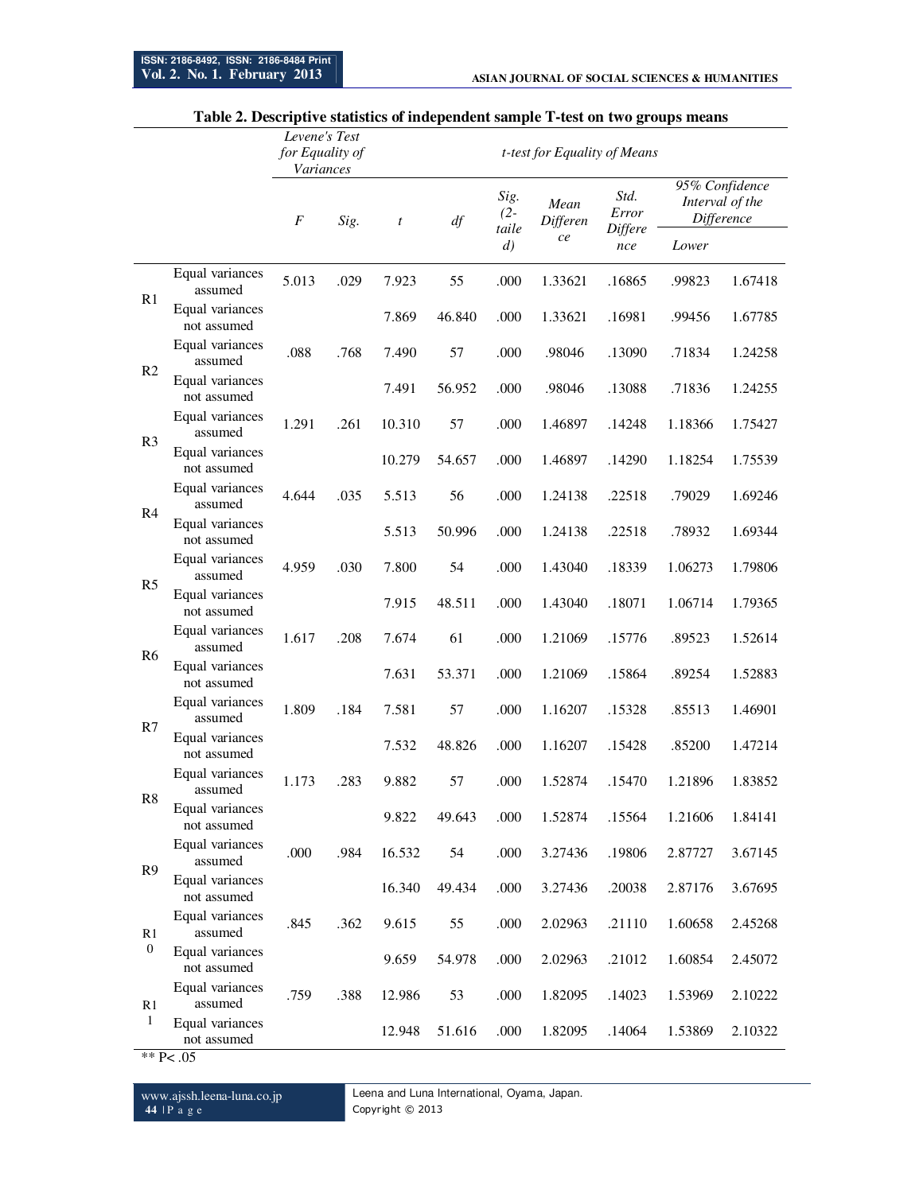**Table 2. Descriptive statistics of independent sample T-test on two groups means**

| | | *Levene's Test for Equality of Variances* | | *t-test for Equality of Means* | | | | | | |
|---|---|---|---|---|---|---|---|---|---|---|
| | | | | | | | | | *95% Confidence Interval of the Difference* | |
| | | *F* | *Sig.* | *t* | *df* | *Sig. (2-tailed)* | *Mean Difference* | *Std. Error Difference* | *Lower* | |
| R1 | Equal variances assumed | 5.013 | .029 | 7.923 | 55 | .000 | 1.33621 | .16865 | .99823 | 1.67418 |
| | Equal variances not assumed | | | 7.869 | 46.840 | .000 | 1.33621 | .16981 | .99456 | 1.67785 |
| R2 | Equal variances assumed | .088 | .768 | 7.490 | 57 | .000 | .98046 | .13090 | .71834 | 1.24258 |
| | Equal variances not assumed | | | 7.491 | 56.952 | .000 | .98046 | .13088 | .71836 | 1.24255 |
| R3 | Equal variances assumed | 1.291 | .261 | 10.310 | 57 | .000 | 1.46897 | .14248 | 1.18366 | 1.75427 |
| | Equal variances not assumed | | | 10.279 | 54.657 | .000 | 1.46897 | .14290 | 1.18254 | 1.75539 |
| R4 | Equal variances assumed | 4.644 | .035 | 5.513 | 56 | .000 | 1.24138 | .22518 | .79029 | 1.69246 |
| | Equal variances not assumed | | | 5.513 | 50.996 | .000 | 1.24138 | .22518 | .78932 | 1.69344 |
| R5 | Equal variances assumed | 4.959 | .030 | 7.800 | 54 | .000 | 1.43040 | .18339 | 1.06273 | 1.79806 |
| | Equal variances not assumed | | | 7.915 | 48.511 | .000 | 1.43040 | .18071 | 1.06714 | 1.79365 |
| R6 | Equal variances assumed | 1.617 | .208 | 7.674 | 61 | .000 | 1.21069 | .15776 | .89523 | 1.52614 |
| | Equal variances not assumed | | | 7.631 | 53.371 | .000 | 1.21069 | .15864 | .89254 | 1.52883 |
| R7 | Equal variances assumed | 1.809 | .184 | 7.581 | 57 | .000 | 1.16207 | .15328 | .85513 | 1.46901 |
| | Equal variances not assumed | | | 7.532 | 48.826 | .000 | 1.16207 | .15428 | .85200 | 1.47214 |
| R8 | Equal variances assumed | 1.173 | .283 | 9.882 | 57 | .000 | 1.52874 | .15470 | 1.21896 | 1.83852 |
| | Equal variances not assumed | | | 9.822 | 49.643 | .000 | 1.52874 | .15564 | 1.21606 | 1.84141 |
| R9 | Equal variances assumed | .000 | .984 | 16.532 | 54 | .000 | 3.27436 | .19806 | 2.87727 | 3.67145 |
| | Equal variances not assumed | | | 16.340 | 49.434 | .000 | 3.27436 | .20038 | 2.87176 | 3.67695 |
| R10 | Equal variances assumed | .845 | .362 | 9.615 | 55 | .000 | 2.02963 | .21110 | 1.60658 | 2.45268 |
| | Equal variances not assumed | | | 9.659 | 54.978 | .000 | 2.02963 | .21012 | 1.60854 | 2.45072 |
| R11 | Equal variances assumed | .759 | .388 | 12.986 | 53 | .000 | 1.82095 | .14023 | 1.53969 | 2.10222 |
| | Equal variances not assumed | | | 12.948 | 51.616 | .000 | 1.82095 | .14064 | 1.53869 | 2.10322 |

** P< .05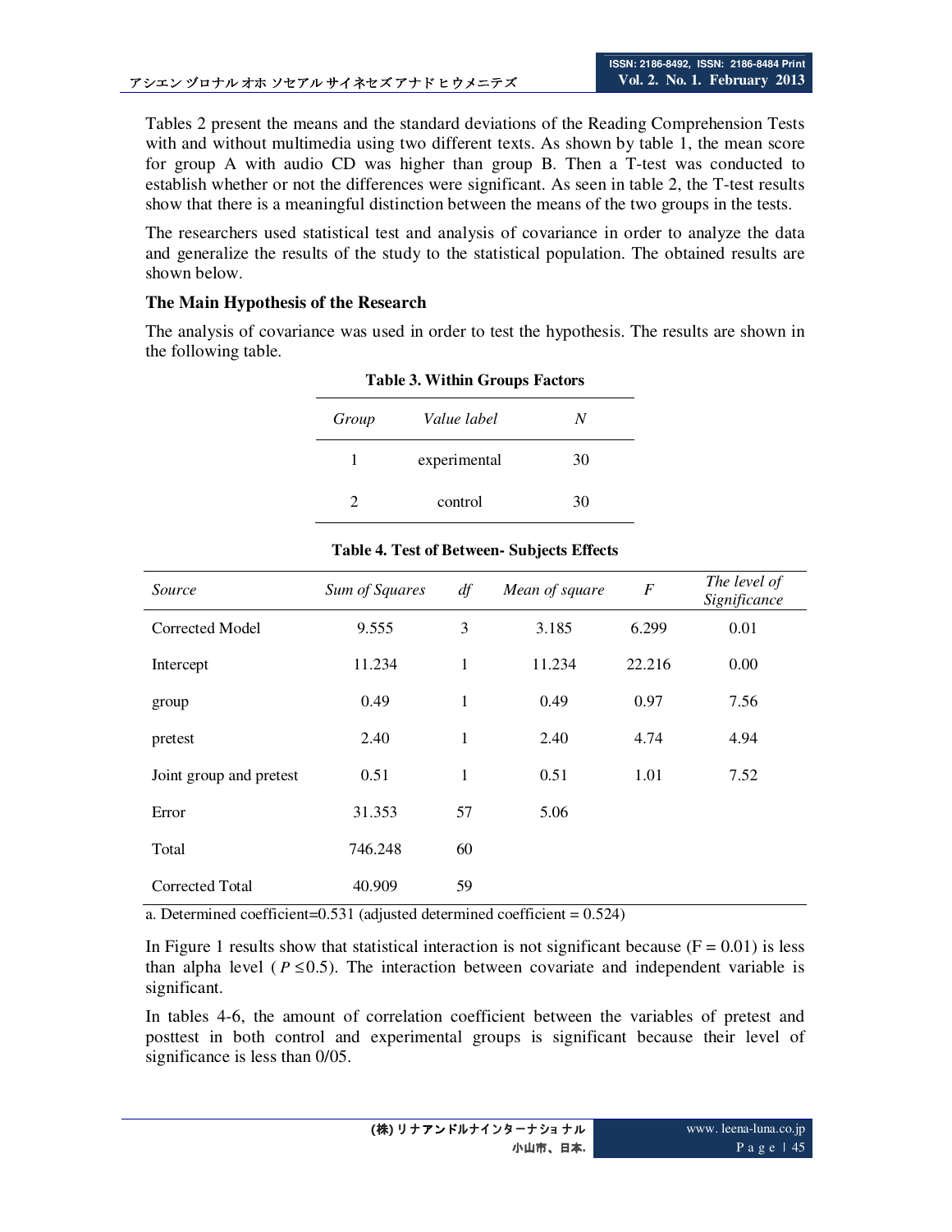Tables 2 present the means and the standard deviations of the Reading Comprehension Tests with and without multimedia using two different texts. As shown by table 1, the mean score for group A with audio CD was higher than group B. Then a T-test was conducted to establish whether or not the differences were significant. As seen in table 2, the T-test results show that there is a meaningful distinction between the means of the two groups in the tests.

The researchers used statistical test and analysis of covariance in order to analyze the data and generalize the results of the study to the statistical population. The obtained results are shown below.

**The Main Hypothesis of the Research**

The analysis of covariance was used in order to test the hypothesis. The results are shown in the following table.

**Table 3. Within Groups Factors**

| *Group* | *Value label* | *N* |
|---|---|---|
| 1 | experimental | 30 |
| 2 | control | 30 |

**Table 4. Test of Between- Subjects Effects**

| *Source* | *Sum of Squares* | *df* | *Mean of square* | *F* | *The level of Significance* |
|---|---|---|---|---|---|
| Corrected Model | 9.555 | 3 | 3.185 | 6.299 | 0.01 |
| Intercept | 11.234 | 1 | 11.234 | 22.216 | 0.00 |
| group | 0.49 | 1 | 0.49 | 0.97 | 7.56 |
| pretest | 2.40 | 1 | 2.40 | 4.74 | 4.94 |
| Joint group and pretest | 0.51 | 1 | 0.51 | 1.01 | 7.52 |
| Error | 31.353 | 57 | 5.06 | | |
| Total | 746.248 | 60 | | | |
| Corrected Total | 40.909 | 59 | | | |

a. Determined coefficient=0.531 (adjusted determined coefficient = 0.524)

In Figure 1 results show that statistical interaction is not significant because ($F = 0.01$) is less than alpha level ( $P \leq 0.5$). The interaction between covariate and independent variable is significant.

In tables 4-6, the amount of correlation coefficient between the variables of pretest and posttest in both control and experimental groups is significant because their level of significance is less than 0/05.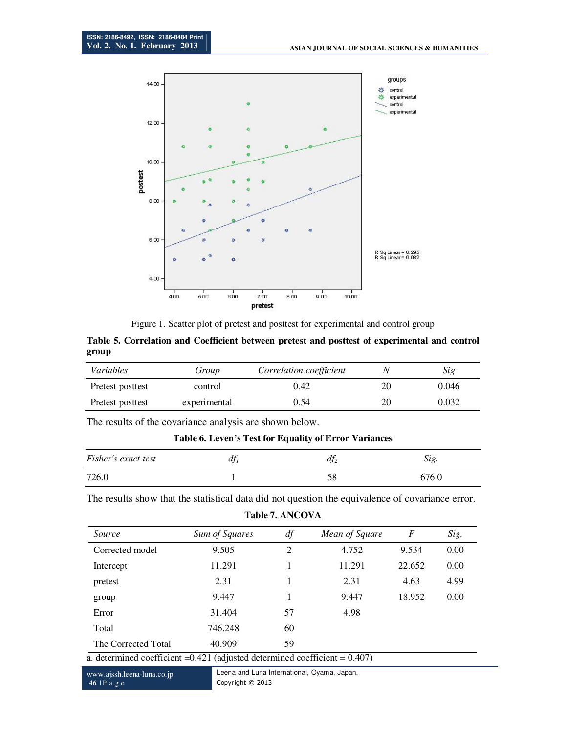groups
control
experimental
control
experimental

14.00
12.00
10.00
8.00
6.00
4.00

postest

4.00 5.00 6.00 7.00 8.00 9.00 10.00

pretest

R Sq Linear = 0.295
R Sq Linear = 0.082

Figure 1. Scatter plot of pretest and posttest for experimental and control group

**Table 5. Correlation and Coefficient between pretest and posttest of experimental and control group**

| *Variables* | *Group* | *Correlation coefficient* | *N* | *Sig* |
|---|---|---|---|---|
| Pretest posttest | control | 0.42 | 20 | 0.046 |
| Pretest posttest | experimental | 0.54 | 20 | 0.032 |

The results of the covariance analysis are shown below.

**Table 6. Leven's Test for Equality of Error Variances**

| *Fisher's exact test* | $df_1$ | $df_2$ | *Sig.* |
|---|---|---|---|
| 726.0 | 1 | 58 | 676.0 |

The results show that the statistical data did not question the equivalence of covariance error.

**Table 7. ANCOVA**

| *Source* | *Sum of Squares* | *df* | *Mean of Square* | *F* | *Sig.* |
|---|---|---|---|---|---|
| Corrected model | 9.505 | 2 | 4.752 | 9.534 | 0.00 |
| Intercept | 11.291 | 1 | 11.291 | 22.652 | 0.00 |
| pretest | 2.31 | 1 | 2.31 | 4.63 | 4.99 |
| group | 9.447 | 1 | 9.447 | 18.952 | 0.00 |
| Error | 31.404 | 57 | 4.98 | | |
| Total | 746.248 | 60 | | | |
| The Corrected Total | 40.909 | 59 | | | |

a. determined coefficient =0.421 (adjusted determined coefficient = 0.407)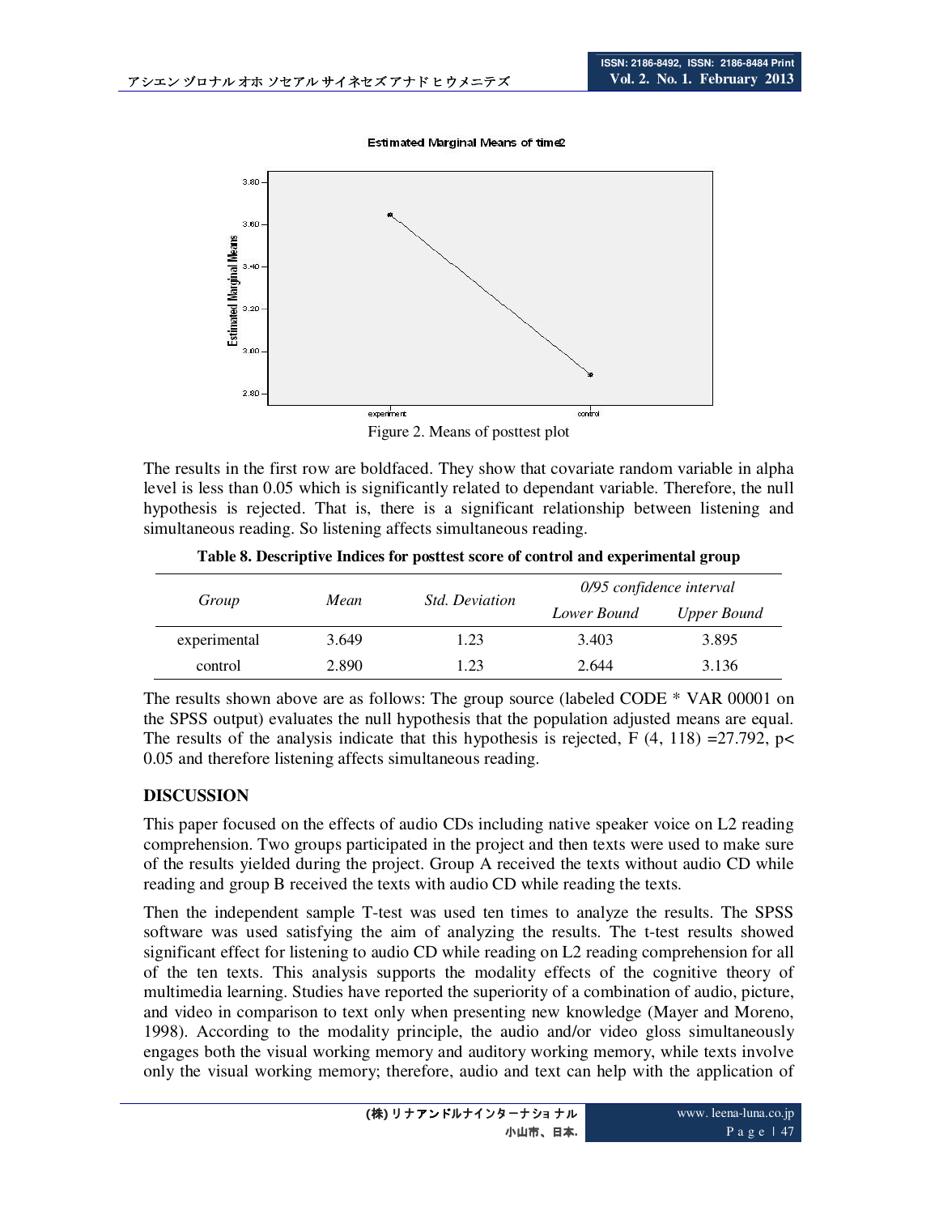Estimated Marginal Means of time2

Estimated Marginal Means

3.80

3.60

3.40

3.20

3.00

2.80

experiment

control

Figure 2. Means of posttest plot

The results in the first row are boldfaced. They show that covariate random variable in alpha level is less than 0.05 which is significantly related to dependant variable. Therefore, the null hypothesis is rejected. That is, there is a significant relationship between listening and simultaneous reading. So listening affects simultaneous reading.

**Table 8. Descriptive Indices for posttest score of control and experimental group**

| *Group* | *Mean* | *Std. Deviation* | *0/95 confidence interval* | |
|---|---|---|---|---|
| | | | *Lower Bound* | *Upper Bound* |
| experimental | 3.649 | 1.23 | 3.403 | 3.895 |
| control | 2.890 | 1.23 | 2.644 | 3.136 |

The results shown above are as follows: The group source (labeled CODE * VAR 00001 on the SPSS output) evaluates the null hypothesis that the population adjusted means are equal. The results of the analysis indicate that this hypothesis is rejected, $F(4, 118) = 27.792$, $p < 0.05$ and therefore listening affects simultaneous reading.

## DISCUSSION

This paper focused on the effects of audio CDs including native speaker voice on L2 reading comprehension. Two groups participated in the project and then texts were used to make sure of the results yielded during the project. Group A received the texts without audio CD while reading and group B received the texts with audio CD while reading the texts.

Then the independent sample T-test was used ten times to analyze the results. The SPSS software was used satisfying the aim of analyzing the results. The t-test results showed significant effect for listening to audio CD while reading on L2 reading comprehension for all of the ten texts. This analysis supports the modality effects of the cognitive theory of multimedia learning. Studies have reported the superiority of a combination of audio, picture, and video in comparison to text only when presenting new knowledge (Mayer and Moreno, 1998). According to the modality principle, the audio and/or video gloss simultaneously engages both the visual working memory and auditory working memory, while texts involve only the visual working memory; therefore, audio and text can help with the application of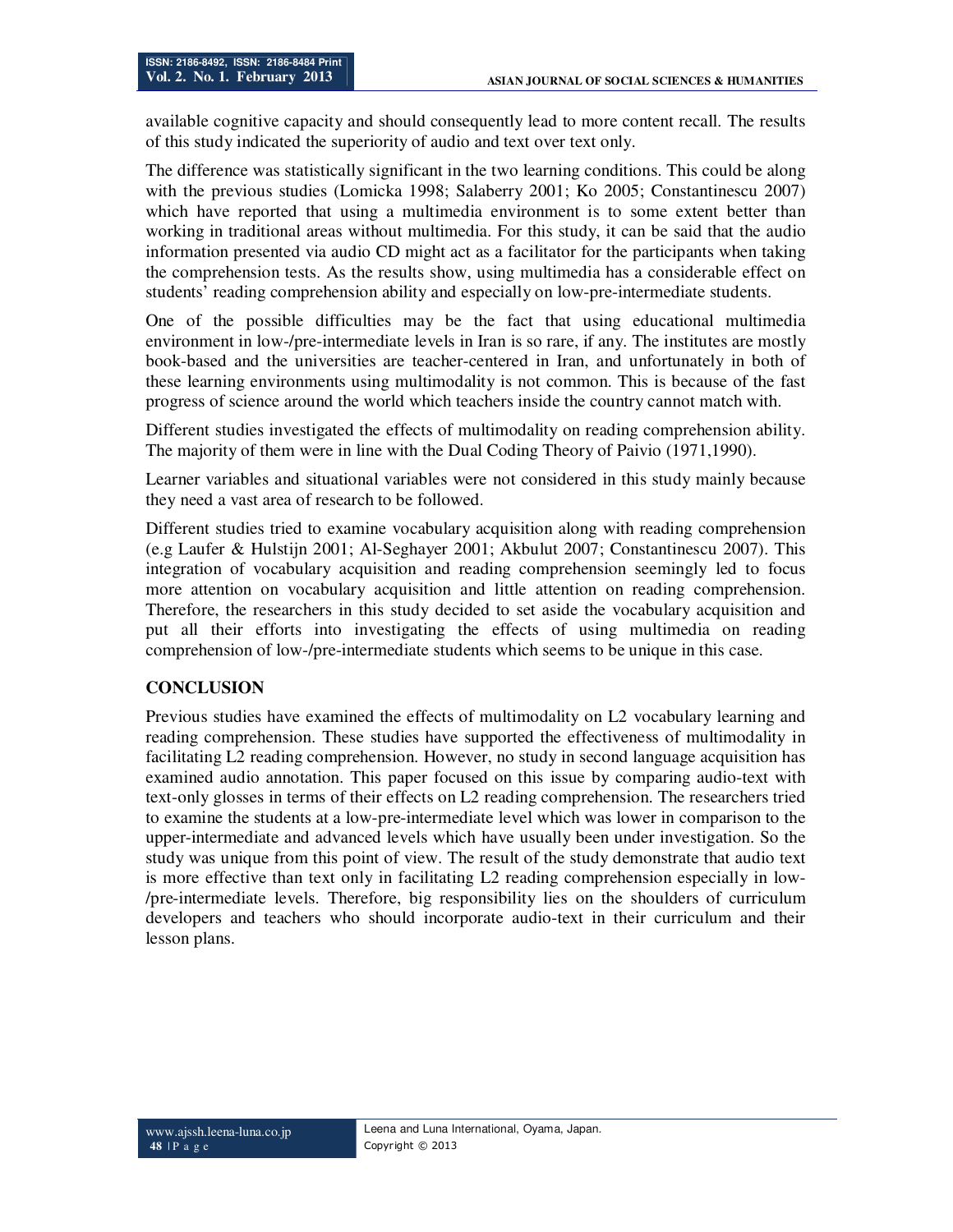available cognitive capacity and should consequently lead to more content recall. The results of this study indicated the superiority of audio and text over text only.

The difference was statistically significant in the two learning conditions. This could be along with the previous studies (Lomicka 1998; Salaberry 2001; Ko 2005; Constantinescu 2007) which have reported that using a multimedia environment is to some extent better than working in traditional areas without multimedia. For this study, it can be said that the audio information presented via audio CD might act as a facilitator for the participants when taking the comprehension tests. As the results show, using multimedia has a considerable effect on students' reading comprehension ability and especially on low-pre-intermediate students.

One of the possible difficulties may be the fact that using educational multimedia environment in low-/pre-intermediate levels in Iran is so rare, if any. The institutes are mostly book-based and the universities are teacher-centered in Iran, and unfortunately in both of these learning environments using multimodality is not common. This is because of the fast progress of science around the world which teachers inside the country cannot match with.

Different studies investigated the effects of multimodality on reading comprehension ability. The majority of them were in line with the Dual Coding Theory of Paivio (1971,1990).

Learner variables and situational variables were not considered in this study mainly because they need a vast area of research to be followed.

Different studies tried to examine vocabulary acquisition along with reading comprehension (e.g Laufer & Hulstijn 2001; Al-Seghayer 2001; Akbulut 2007; Constantinescu 2007). This integration of vocabulary acquisition and reading comprehension seemingly led to focus more attention on vocabulary acquisition and little attention on reading comprehension. Therefore, the researchers in this study decided to set aside the vocabulary acquisition and put all their efforts into investigating the effects of using multimedia on reading comprehension of low-/pre-intermediate students which seems to be unique in this case.

## CONCLUSION

Previous studies have examined the effects of multimodality on L2 vocabulary learning and reading comprehension. These studies have supported the effectiveness of multimodality in facilitating L2 reading comprehension. However, no study in second language acquisition has examined audio annotation. This paper focused on this issue by comparing audio-text with text-only glosses in terms of their effects on L2 reading comprehension. The researchers tried to examine the students at a low-pre-intermediate level which was lower in comparison to the upper-intermediate and advanced levels which have usually been under investigation. So the study was unique from this point of view. The result of the study demonstrate that audio text is more effective than text only in facilitating L2 reading comprehension especially in low-/pre-intermediate levels. Therefore, big responsibility lies on the shoulders of curriculum developers and teachers who should incorporate audio-text in their curriculum and their lesson plans.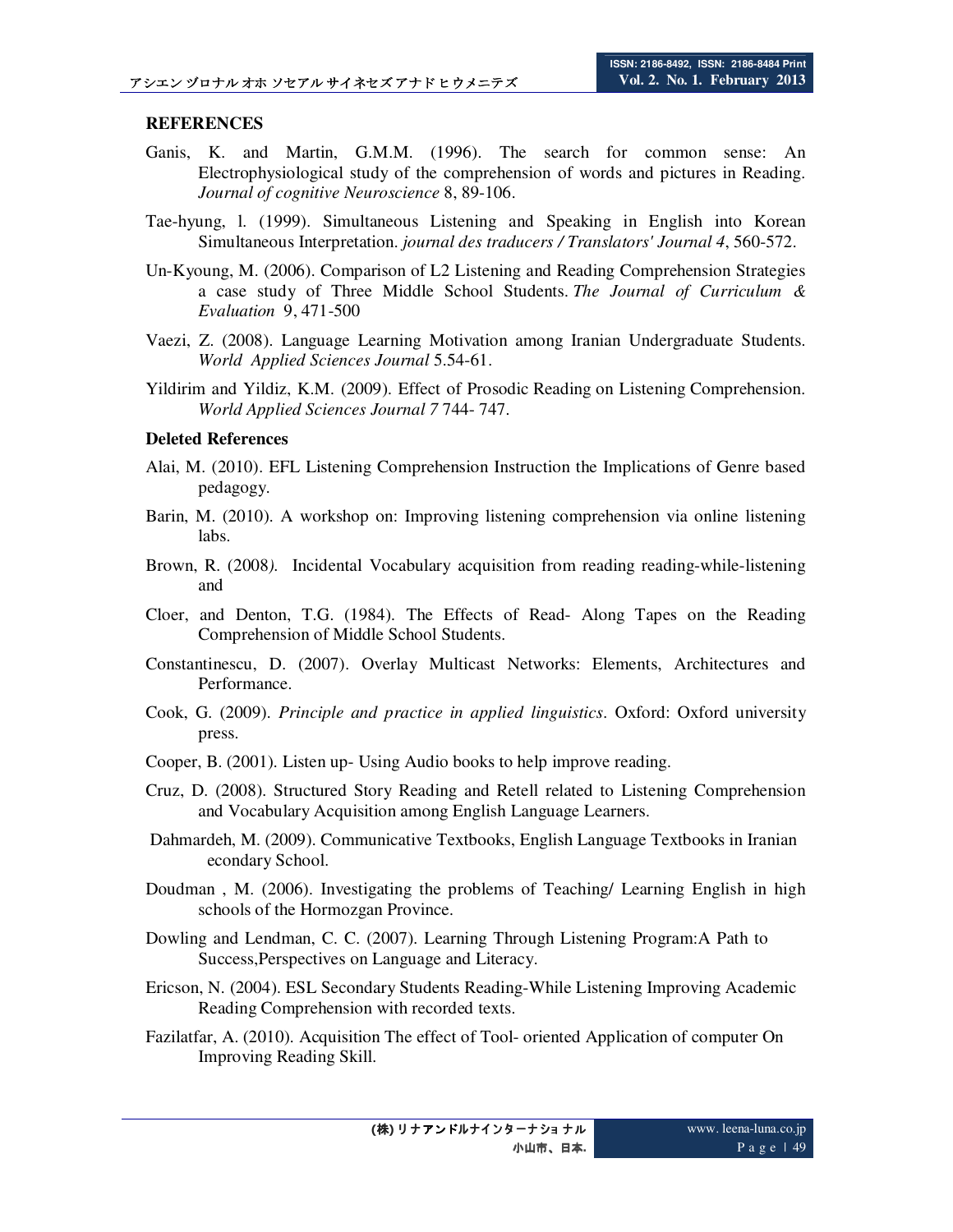**REFERENCES**

Ganis, K. and Martin, G.M.M. (1996). The search for common sense: An Electrophysiological study of the comprehension of words and pictures in Reading. *Journal of cognitive Neuroscience* 8, 89-106.

Tae-hyung, l. (1999). Simultaneous Listening and Speaking in English into Korean Simultaneous Interpretation. *journal des traducers / Translators' Journal 4*, 560-572.

Un-Kyoung, M. (2006). Comparison of L2 Listening and Reading Comprehension Strategies a case study of Three Middle School Students. *The Journal of Curriculum & Evaluation* 9, 471-500

Vaezi, Z. (2008). Language Learning Motivation among Iranian Undergraduate Students. *World Applied Sciences Journal* 5.54-61.

Yildirim and Yildiz, K.M. (2009). Effect of Prosodic Reading on Listening Comprehension. *World Applied Sciences Journal 7* 744- 747.

**Deleted References**

Alai, M. (2010). EFL Listening Comprehension Instruction the Implications of Genre based pedagogy.

Barin, M. (2010). A workshop on: Improving listening comprehension via online listening labs.

Brown, R. (2008). Incidental Vocabulary acquisition from reading reading-while-listening and

Cloer, and Denton, T.G. (1984). The Effects of Read- Along Tapes on the Reading Comprehension of Middle School Students.

Constantinescu, D. (2007). Overlay Multicast Networks: Elements, Architectures and Performance.

Cook, G. (2009). *Principle and practice in applied linguistics*. Oxford: Oxford university press.

Cooper, B. (2001). Listen up- Using Audio books to help improve reading.

Cruz, D. (2008). Structured Story Reading and Retell related to Listening Comprehension and Vocabulary Acquisition among English Language Learners.

Dahmardeh, M. (2009). Communicative Textbooks, English Language Textbooks in Iranian econdary School.

Doudman , M. (2006). Investigating the problems of Teaching/ Learning English in high schools of the Hormozgan Province.

Dowling and Lendman, C. C. (2007). Learning Through Listening Program:A Path to Success,Perspectives on Language and Literacy.

Ericson, N. (2004). ESL Secondary Students Reading-While Listening Improving Academic Reading Comprehension with recorded texts.

Fazilatfar, A. (2010). Acquisition The effect of Tool- oriented Application of computer On Improving Reading Skill.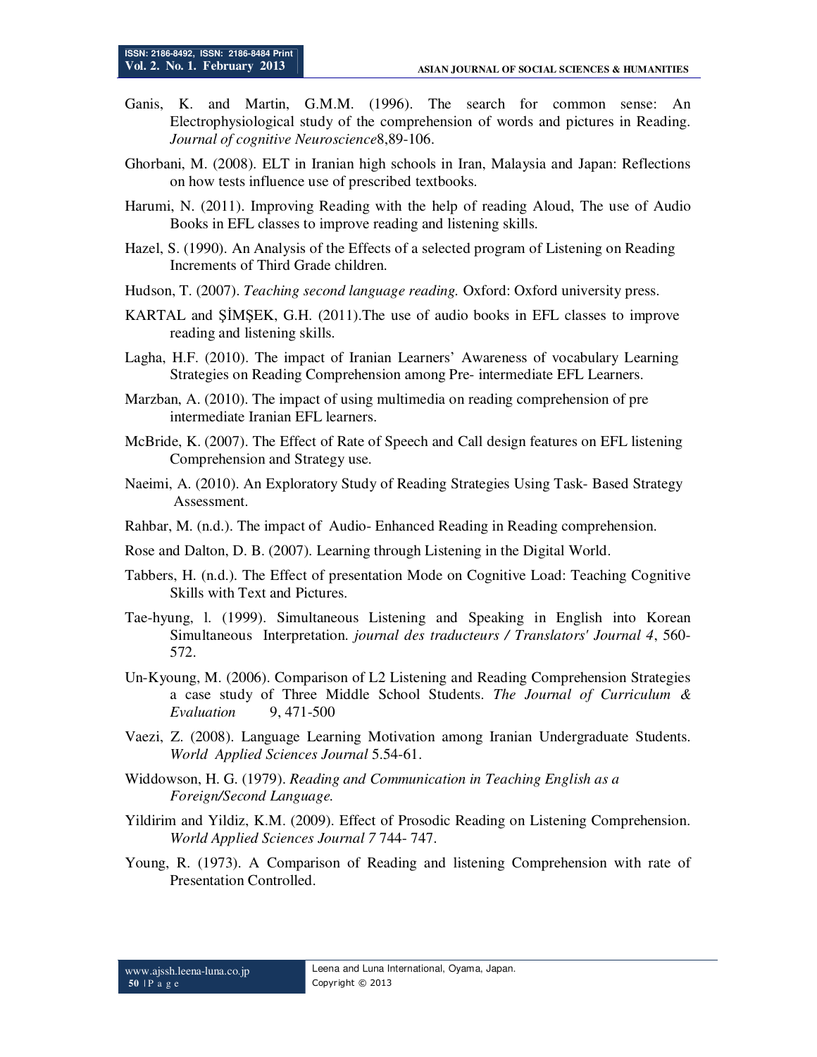Ganis, K. and Martin, G.M.M. (1996). The search for common sense: An Electrophysiological study of the comprehension of words and pictures in Reading. *Journal of cognitive Neuroscience*8,89-106.

Ghorbani, M. (2008). ELT in Iranian high schools in Iran, Malaysia and Japan: Reflections on how tests influence use of prescribed textbooks.

Harumi, N. (2011). Improving Reading with the help of reading Aloud, The use of Audio Books in EFL classes to improve reading and listening skills.

Hazel, S. (1990). An Analysis of the Effects of a selected program of Listening on Reading Increments of Third Grade children.

Hudson, T. (2007). *Teaching second language reading.* Oxford: Oxford university press.

KARTAL and ŞİMŞEK, G.H. (2011).The use of audio books in EFL classes to improve reading and listening skills.

Lagha, H.F. (2010). The impact of Iranian Learners' Awareness of vocabulary Learning Strategies on Reading Comprehension among Pre- intermediate EFL Learners.

Marzban, A. (2010). The impact of using multimedia on reading comprehension of pre intermediate Iranian EFL learners.

McBride, K. (2007). The Effect of Rate of Speech and Call design features on EFL listening Comprehension and Strategy use.

Naeimi, A. (2010). An Exploratory Study of Reading Strategies Using Task- Based Strategy Assessment.

Rahbar, M. (n.d.). The impact of Audio- Enhanced Reading in Reading comprehension.

Rose and Dalton, D. B. (2007). Learning through Listening in the Digital World.

Tabbers, H. (n.d.). The Effect of presentation Mode on Cognitive Load: Teaching Cognitive Skills with Text and Pictures.

Tae-hyung, l. (1999). Simultaneous Listening and Speaking in English into Korean Simultaneous Interpretation. *journal des traducteurs / Translators' Journal 4*, 560-572.

Un-Kyoung, M. (2006). Comparison of L2 Listening and Reading Comprehension Strategies a case study of Three Middle School Students. *The Journal of Curriculum & Evaluation* 9, 471-500

Vaezi, Z. (2008). Language Learning Motivation among Iranian Undergraduate Students. *World Applied Sciences Journal* 5.54-61.

Widdowson, H. G. (1979). *Reading and Communication in Teaching English as a Foreign/Second Language.*

Yildirim and Yildiz, K.M. (2009). Effect of Prosodic Reading on Listening Comprehension. *World Applied Sciences Journal 7* 744- 747.

Young, R. (1973). A Comparison of Reading and listening Comprehension with rate of Presentation Controlled.